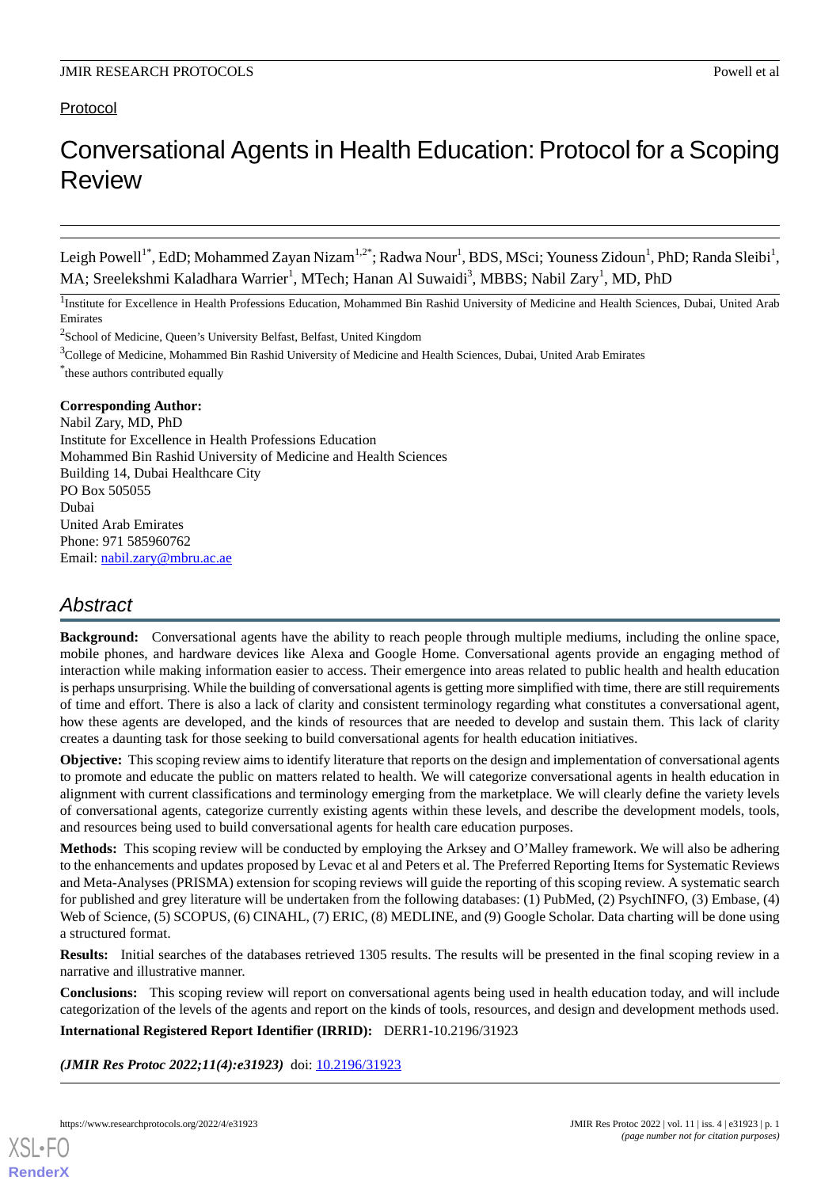Protocol

# Conversational Agents in Health Education: Protocol for a Scoping Review

Leigh Powell[1*], EdD; Mohammed Zayan Nizam[1,2*]; Radwa Nour[1], BDS, MSci; Youness Zidoun[1], PhD; Randa Sleibi[1], MA; Sreelekshmi Kaladhara Warrier[1], MTech; Hanan Al Suwaidi[3], MBBS; Nabil Zary[1], MD, PhD

[1]Institute for Excellence in Health Professions Education, Mohammed Bin Rashid University of Medicine and Health Sciences, Dubai, United Arab Emirates

[2]School of Medicine, Queen's University Belfast, Belfast, United Kingdom

[3]College of Medicine, Mohammed Bin Rashid University of Medicine and Health Sciences, Dubai, United Arab Emirates

[*]these authors contributed equally

**Corresponding Author:**
Nabil Zary, MD, PhD
Institute for Excellence in Health Professions Education
Mohammed Bin Rashid University of Medicine and Health Sciences
Building 14, Dubai Healthcare City
PO Box 505055
Dubai
United Arab Emirates
Phone: 971 585960762
Email: nabil.zary@mbru.ac.ae

## Abstract

**Background:** Conversational agents have the ability to reach people through multiple mediums, including the online space, mobile phones, and hardware devices like Alexa and Google Home. Conversational agents provide an engaging method of interaction while making information easier to access. Their emergence into areas related to public health and health education is perhaps unsurprising. While the building of conversational agents is getting more simplified with time, there are still requirements of time and effort. There is also a lack of clarity and consistent terminology regarding what constitutes a conversational agent, how these agents are developed, and the kinds of resources that are needed to develop and sustain them. This lack of clarity creates a daunting task for those seeking to build conversational agents for health education initiatives.

**Objective:** This scoping review aims to identify literature that reports on the design and implementation of conversational agents to promote and educate the public on matters related to health. We will categorize conversational agents in health education in alignment with current classifications and terminology emerging from the marketplace. We will clearly define the variety levels of conversational agents, categorize currently existing agents within these levels, and describe the development models, tools, and resources being used to build conversational agents for health care education purposes.

**Methods:** This scoping review will be conducted by employing the Arksey and O'Malley framework. We will also be adhering to the enhancements and updates proposed by Levac et al and Peters et al. The Preferred Reporting Items for Systematic Reviews and Meta-Analyses (PRISMA) extension for scoping reviews will guide the reporting of this scoping review. A systematic search for published and grey literature will be undertaken from the following databases: (1) PubMed, (2) PsychINFO, (3) Embase, (4) Web of Science, (5) SCOPUS, (6) CINAHL, (7) ERIC, (8) MEDLINE, and (9) Google Scholar. Data charting will be done using a structured format.

**Results:** Initial searches of the databases retrieved 1305 results. The results will be presented in the final scoping review in a narrative and illustrative manner.

**Conclusions:** This scoping review will report on conversational agents being used in health education today, and will include categorization of the levels of the agents and report on the kinds of tools, resources, and design and development methods used.

**International Registered Report Identifier (IRRID):** DERR1-10.2196/31923

***(JMIR Res Protoc 2022;11(4):e31923)*** doi: 10.2196/31923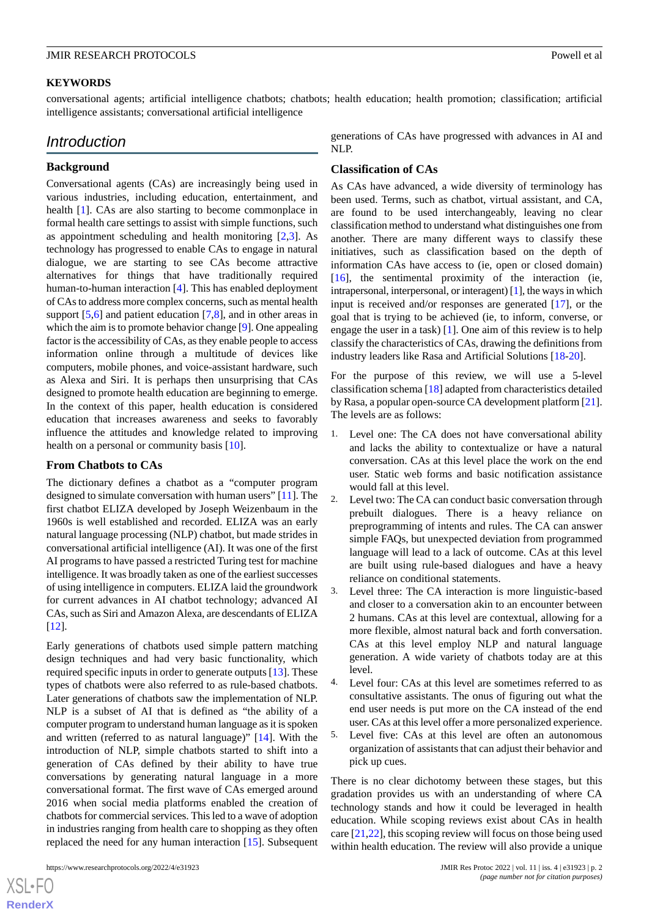**KEYWORDS**

conversational agents; artificial intelligence chatbots; chatbots; health education; health promotion; classification; artificial intelligence assistants; conversational artificial intelligence

## Introduction

### Background

Conversational agents (CAs) are increasingly being used in various industries, including education, entertainment, and health [1]. CAs are also starting to become commonplace in formal health care settings to assist with simple functions, such as appointment scheduling and health monitoring [2,3]. As technology has progressed to enable CAs to engage in natural dialogue, we are starting to see CAs become attractive alternatives for things that have traditionally required human-to-human interaction [4]. This has enabled deployment of CAs to address more complex concerns, such as mental health support [5,6] and patient education [7,8], and in other areas in which the aim is to promote behavior change [9]. One appealing factor is the accessibility of CAs, as they enable people to access information online through a multitude of devices like computers, mobile phones, and voice-assistant hardware, such as Alexa and Siri. It is perhaps then unsurprising that CAs designed to promote health education are beginning to emerge. In the context of this paper, health education is considered education that increases awareness and seeks to favorably influence the attitudes and knowledge related to improving health on a personal or community basis [10].

### From Chatbots to CAs

The dictionary defines a chatbot as a "computer program designed to simulate conversation with human users" [11]. The first chatbot ELIZA developed by Joseph Weizenbaum in the 1960s is well established and recorded. ELIZA was an early natural language processing (NLP) chatbot, but made strides in conversational artificial intelligence (AI). It was one of the first AI programs to have passed a restricted Turing test for machine intelligence. It was broadly taken as one of the earliest successes of using intelligence in computers. ELIZA laid the groundwork for current advances in AI chatbot technology; advanced AI CAs, such as Siri and Amazon Alexa, are descendants of ELIZA [12].

Early generations of chatbots used simple pattern matching design techniques and had very basic functionality, which required specific inputs in order to generate outputs [13]. These types of chatbots were also referred to as rule-based chatbots. Later generations of chatbots saw the implementation of NLP. NLP is a subset of AI that is defined as "the ability of a computer program to understand human language as it is spoken and written (referred to as natural language)" [14]. With the introduction of NLP, simple chatbots started to shift into a generation of CAs defined by their ability to have true conversations by generating natural language in a more conversational format. The first wave of CAs emerged around 2016 when social media platforms enabled the creation of chatbots for commercial services. This led to a wave of adoption in industries ranging from health care to shopping as they often replaced the need for any human interaction [15]. Subsequent generations of CAs have progressed with advances in AI and NLP.

### Classification of CAs

As CAs have advanced, a wide diversity of terminology has been used. Terms, such as chatbot, virtual assistant, and CA, are found to be used interchangeably, leaving no clear classification method to understand what distinguishes one from another. There are many different ways to classify these initiatives, such as classification based on the depth of information CAs have access to (ie, open or closed domain) [16], the sentimental proximity of the interaction (ie, intrapersonal, interpersonal, or interagent) [1], the ways in which input is received and/or responses are generated [17], or the goal that is trying to be achieved (ie, to inform, converse, or engage the user in a task) [1]. One aim of this review is to help classify the characteristics of CAs, drawing the definitions from industry leaders like Rasa and Artificial Solutions [18-20].

For the purpose of this review, we will use a 5-level classification schema [18] adapted from characteristics detailed by Rasa, a popular open-source CA development platform [21]. The levels are as follows:

1. Level one: The CA does not have conversational ability and lacks the ability to contextualize or have a natural conversation. CAs at this level place the work on the end user. Static web forms and basic notification assistance would fall at this level.
2. Level two: The CA can conduct basic conversation through prebuilt dialogues. There is a heavy reliance on preprogramming of intents and rules. The CA can answer simple FAQs, but unexpected deviation from programmed language will lead to a lack of outcome. CAs at this level are built using rule-based dialogues and have a heavy reliance on conditional statements.
3. Level three: The CA interaction is more linguistic-based and closer to a conversation akin to an encounter between 2 humans. CAs at this level are contextual, allowing for a more flexible, almost natural back and forth conversation. CAs at this level employ NLP and natural language generation. A wide variety of chatbots today are at this level.
4. Level four: CAs at this level are sometimes referred to as consultative assistants. The onus of figuring out what the end user needs is put more on the CA instead of the end user. CAs at this level offer a more personalized experience.
5. Level five: CAs at this level are often an autonomous organization of assistants that can adjust their behavior and pick up cues.

There is no clear dichotomy between these stages, but this gradation provides us with an understanding of where CA technology stands and how it could be leveraged in health education. While scoping reviews exist about CAs in health care [21,22], this scoping review will focus on those being used within health education. The review will also provide a unique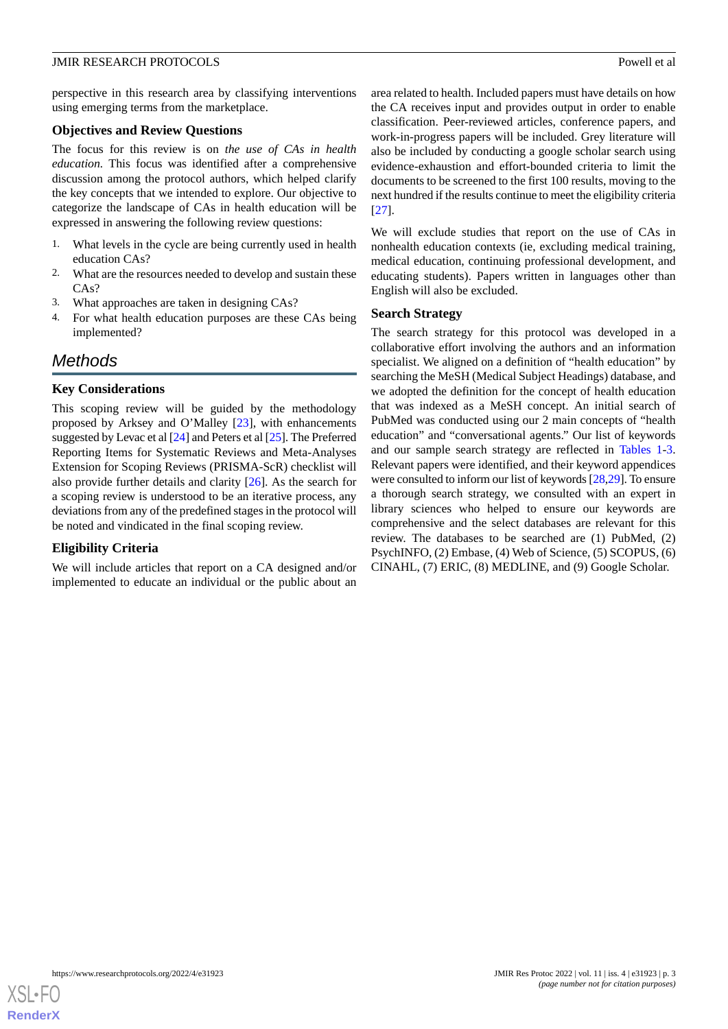perspective in this research area by classifying interventions using emerging terms from the marketplace.

### Objectives and Review Questions

The focus for this review is on *the use of CAs in health education.* This focus was identified after a comprehensive discussion among the protocol authors, which helped clarify the key concepts that we intended to explore. Our objective to categorize the landscape of CAs in health education will be expressed in answering the following review questions:

1. What levels in the cycle are being currently used in health education CAs?
2. What are the resources needed to develop and sustain these CAs?
3. What approaches are taken in designing CAs?
4. For what health education purposes are these CAs being implemented?

## Methods

### Key Considerations

This scoping review will be guided by the methodology proposed by Arksey and O'Malley [23], with enhancements suggested by Levac et al [24] and Peters et al [25]. The Preferred Reporting Items for Systematic Reviews and Meta-Analyses Extension for Scoping Reviews (PRISMA-ScR) checklist will also provide further details and clarity [26]. As the search for a scoping review is understood to be an iterative process, any deviations from any of the predefined stages in the protocol will be noted and vindicated in the final scoping review.

### Eligibility Criteria

We will include articles that report on a CA designed and/or implemented to educate an individual or the public about an area related to health. Included papers must have details on how the CA receives input and provides output in order to enable classification. Peer-reviewed articles, conference papers, and work-in-progress papers will be included. Grey literature will also be included by conducting a google scholar search using evidence-exhaustion and effort-bounded criteria to limit the documents to be screened to the first 100 results, moving to the next hundred if the results continue to meet the eligibility criteria [27].

We will exclude studies that report on the use of CAs in nonhealth education contexts (ie, excluding medical training, medical education, continuing professional development, and educating students). Papers written in languages other than English will also be excluded.

### Search Strategy

The search strategy for this protocol was developed in a collaborative effort involving the authors and an information specialist. We aligned on a definition of "health education" by searching the MeSH (Medical Subject Headings) database, and we adopted the definition for the concept of health education that was indexed as a MeSH concept. An initial search of PubMed was conducted using our 2 main concepts of "health education" and "conversational agents." Our list of keywords and our sample search strategy are reflected in Tables 1-3. Relevant papers were identified, and their keyword appendices were consulted to inform our list of keywords [28,29]. To ensure a thorough search strategy, we consulted with an expert in library sciences who helped to ensure our keywords are comprehensive and the select databases are relevant for this review. The databases to be searched are (1) PubMed, (2) PsychINFO, (2) Embase, (4) Web of Science, (5) SCOPUS, (6) CINAHL, (7) ERIC, (8) MEDLINE, and (9) Google Scholar.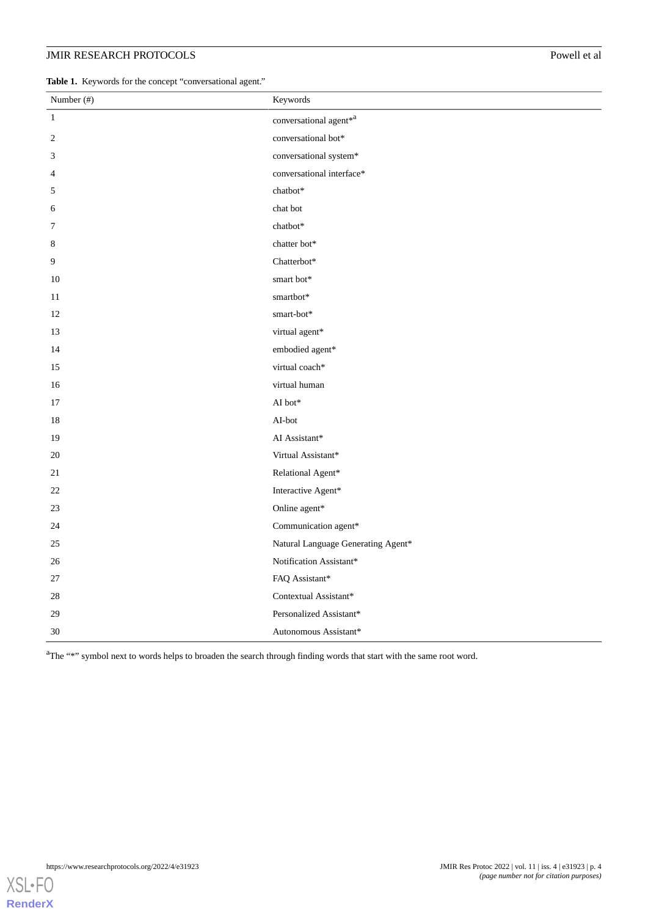**Table 1.** Keywords for the concept “conversational agent.”

| Number (#) | Keywords |
|---|---|
| 1 | conversational agent*[a] |
| 2 | conversational bot* |
| 3 | conversational system* |
| 4 | conversational interface* |
| 5 | chatbot* |
| 6 | chat bot |
| 7 | chatbot* |
| 8 | chatter bot* |
| 9 | Chatterbot* |
| 10 | smart bot* |
| 11 | smartbot* |
| 12 | smart-bot* |
| 13 | virtual agent* |
| 14 | embodied agent* |
| 15 | virtual coach* |
| 16 | virtual human |
| 17 | AI bot* |
| 18 | AI-bot |
| 19 | AI Assistant* |
| 20 | Virtual Assistant* |
| 21 | Relational Agent* |
| 22 | Interactive Agent* |
| 23 | Online agent* |
| 24 | Communication agent* |
| 25 | Natural Language Generating Agent* |
| 26 | Notification Assistant* |
| 27 | FAQ Assistant* |
| 28 | Contextual Assistant* |
| 29 | Personalized Assistant* |
| 30 | Autonomous Assistant* |

[a]The “*” symbol next to words helps to broaden the search through finding words that start with the same root word.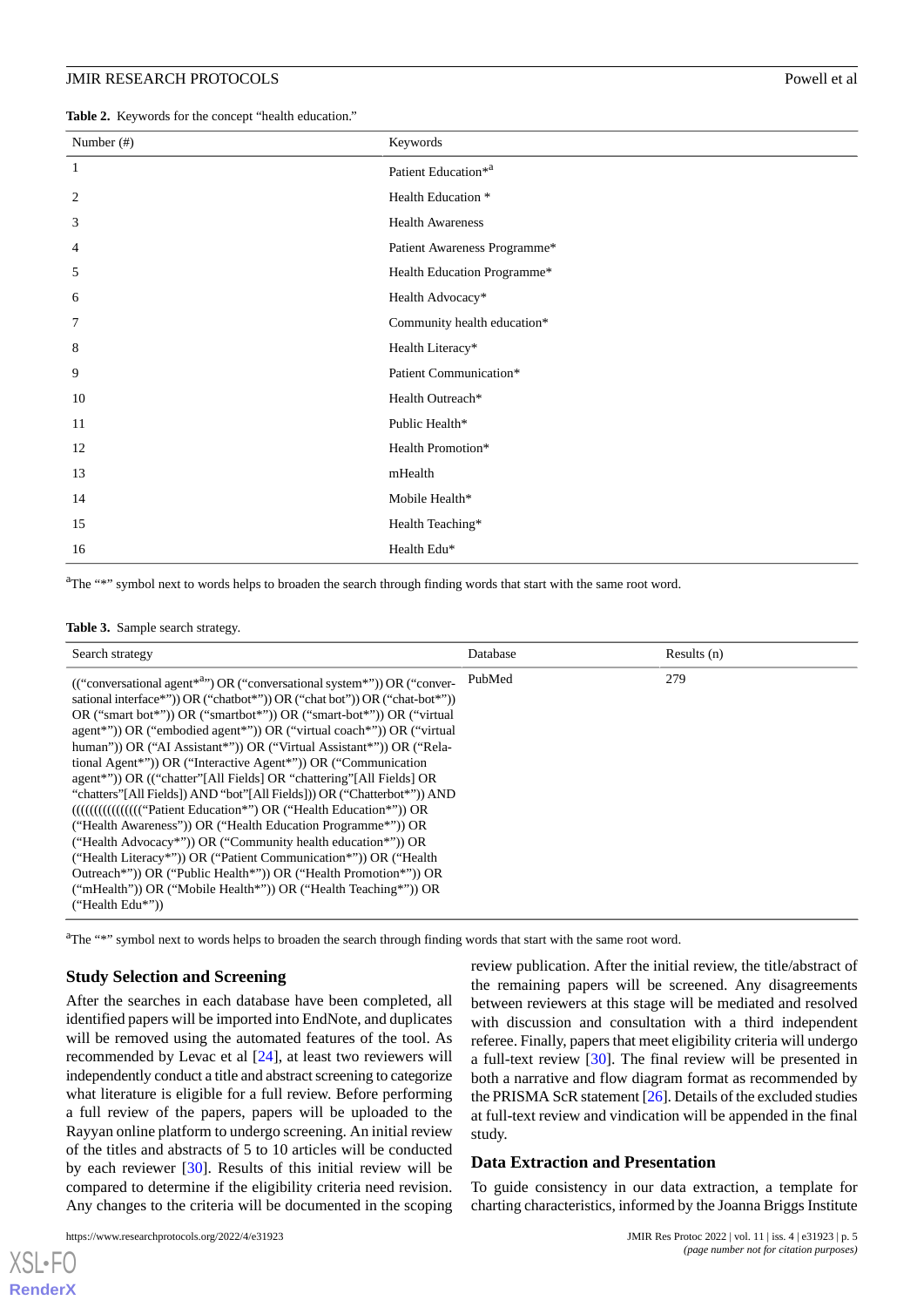**Table 2.** Keywords for the concept "health education."

| Number (#) | Keywords |
|---|---|
| 1 | Patient Education*[a] |
| 2 | Health Education * |
| 3 | Health Awareness |
| 4 | Patient Awareness Programme* |
| 5 | Health Education Programme* |
| 6 | Health Advocacy* |
| 7 | Community health education* |
| 8 | Health Literacy* |
| 9 | Patient Communication* |
| 10 | Health Outreach* |
| 11 | Public Health* |
| 12 | Health Promotion* |
| 13 | mHealth |
| 14 | Mobile Health* |
| 15 | Health Teaching* |
| 16 | Health Edu* |

[a]The "*" symbol next to words helps to broaden the search through finding words that start with the same root word.

**Table 3.** Sample search strategy.

| Search strategy | Database | Results (n) |
|---|---|---|
| (("conversational agent*[a]") OR ("conversational system*")) OR ("conversational interface*")) OR ("chatbot*")) OR ("chat bot")) OR ("chat-bot*")) OR ("smart bot*")) OR ("smartbot*")) OR ("smart-bot*")) OR ("virtual agent*")) OR ("embodied agent*")) OR ("virtual coach*")) OR ("virtual human")) OR ("AI Assistant*")) OR ("Virtual Assistant*")) OR ("Relational Agent*")) OR ("Interactive Agent*")) OR ("Communication agent*")) OR (("chatter"[All Fields] OR "chattering"[All Fields] OR "chatters"[All Fields]) AND "bot"[All Fields])) OR ("Chatterbot*")) AND ((((((((((((((("Patient Education*") OR ("Health Education*")) OR ("Health Awareness")) OR ("Health Education Programme*")) OR ("Health Advocacy*")) OR ("Community health education*")) OR ("Health Literacy*")) OR ("Patient Communication*")) OR ("Health Outreach*")) OR ("Public Health*")) OR ("Health Promotion*")) OR ("mHealth")) OR ("Mobile Health*")) OR ("Health Teaching*")) OR ("Health Edu*")) | PubMed | 279 |

[a]The "*" symbol next to words helps to broaden the search through finding words that start with the same root word.

### Study Selection and Screening

After the searches in each database have been completed, all identified papers will be imported into EndNote, and duplicates will be removed using the automated features of the tool. As recommended by Levac et al [24], at least two reviewers will independently conduct a title and abstract screening to categorize what literature is eligible for a full review. Before performing a full review of the papers, papers will be uploaded to the Rayyan online platform to undergo screening. An initial review of the titles and abstracts of 5 to 10 articles will be conducted by each reviewer [30]. Results of this initial review will be compared to determine if the eligibility criteria need revision. Any changes to the criteria will be documented in the scoping review publication. After the initial review, the title/abstract of the remaining papers will be screened. Any disagreements between reviewers at this stage will be mediated and resolved with discussion and consultation with a third independent referee. Finally, papers that meet eligibility criteria will undergo a full-text review [30]. The final review will be presented in both a narrative and flow diagram format as recommended by the PRISMA ScR statement [26]. Details of the excluded studies at full-text review and vindication will be appended in the final study.

### Data Extraction and Presentation

To guide consistency in our data extraction, a template for charting characteristics, informed by the Joanna Briggs Institute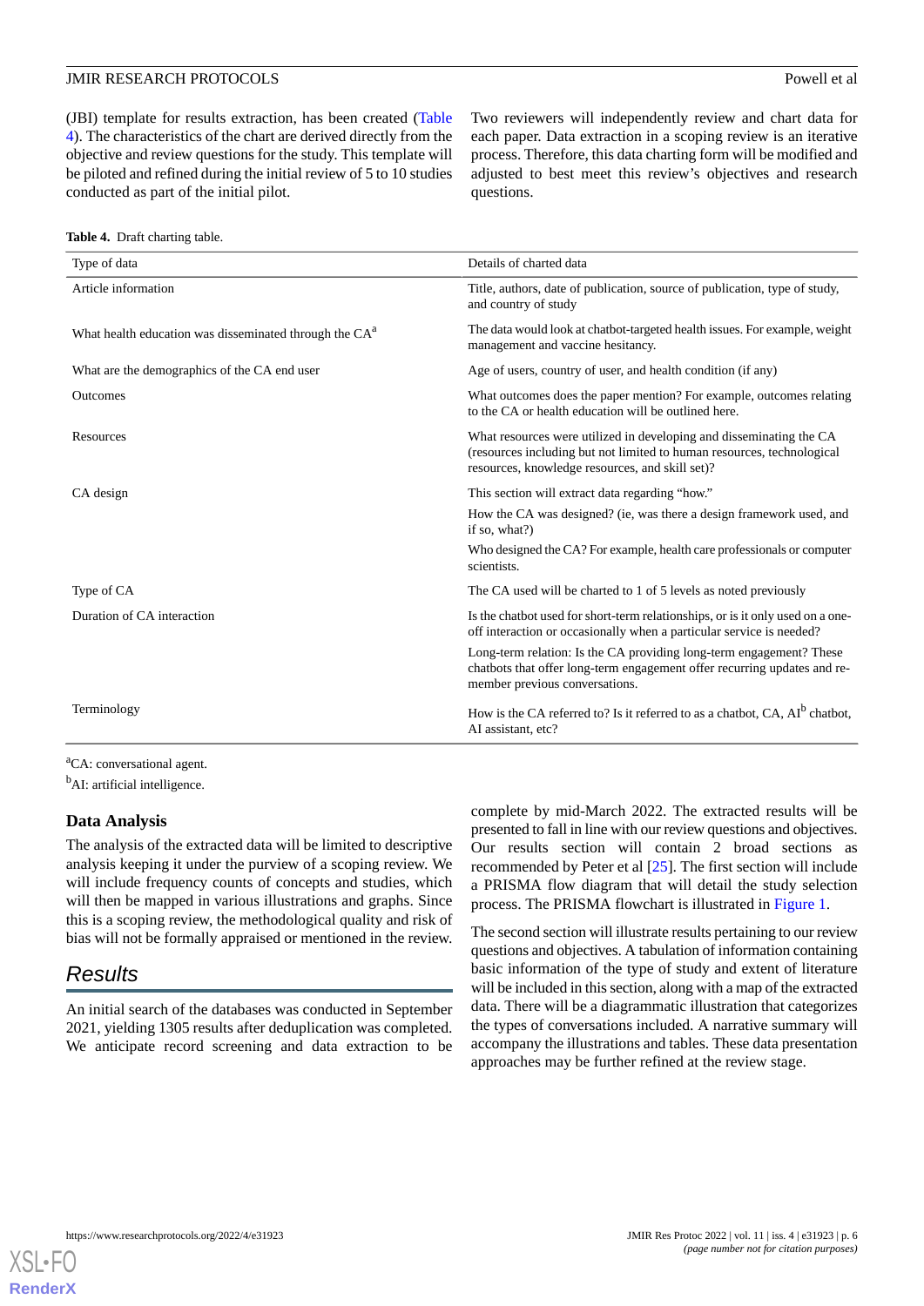(JBI) template for results extraction, has been created (Table 4). The characteristics of the chart are derived directly from the objective and review questions for the study. This template will be piloted and refined during the initial review of 5 to 10 studies conducted as part of the initial pilot.

Two reviewers will independently review and chart data for each paper. Data extraction in a scoping review is an iterative process. Therefore, this data charting form will be modified and adjusted to best meet this review's objectives and research questions.

**Table 4.** Draft charting table.

| Type of data | Details of charted data |
| --- | --- |
| Article information | Title, authors, date of publication, source of publication, type of study, and country of study |
| What health education was disseminated through the CA[a] | The data would look at chatbot-targeted health issues. For example, weight management and vaccine hesitancy. |
| What are the demographics of the CA end user | Age of users, country of user, and health condition (if any) |
| Outcomes | What outcomes does the paper mention? For example, outcomes relating to the CA or health education will be outlined here. |
| Resources | What resources were utilized in developing and disseminating the CA (resources including but not limited to human resources, technological resources, knowledge resources, and skill set)? |
| CA design | This section will extract data regarding "how." How the CA was designed? (ie, was there a design framework used, and if so, what?) Who designed the CA? For example, health care professionals or computer scientists. |
| Type of CA | The CA used will be charted to 1 of 5 levels as noted previously |
| Duration of CA interaction | Is the chatbot used for short-term relationships, or is it only used on a one-off interaction or occasionally when a particular service is needed? Long-term relation: Is the CA providing long-term engagement? These chatbots that offer long-term engagement offer recurring updates and remember previous conversations. |
| Terminology | How is the CA referred to? Is it referred to as a chatbot, CA, AI[b] chatbot, AI assistant, etc? |

[a]CA: conversational agent.

[b]AI: artificial intelligence.

### Data Analysis

The analysis of the extracted data will be limited to descriptive analysis keeping it under the purview of a scoping review. We will include frequency counts of concepts and studies, which will then be mapped in various illustrations and graphs. Since this is a scoping review, the methodological quality and risk of bias will not be formally appraised or mentioned in the review.

## *Results*

An initial search of the databases was conducted in September 2021, yielding 1305 results after deduplication was completed. We anticipate record screening and data extraction to be complete by mid-March 2022. The extracted results will be presented to fall in line with our review questions and objectives. Our results section will contain 2 broad sections as recommended by Peter et al [25]. The first section will include a PRISMA flow diagram that will detail the study selection process. The PRISMA flowchart is illustrated in Figure 1.

The second section will illustrate results pertaining to our review questions and objectives. A tabulation of information containing basic information of the type of study and extent of literature will be included in this section, along with a map of the extracted data. There will be a diagrammatic illustration that categorizes the types of conversations included. A narrative summary will accompany the illustrations and tables. These data presentation approaches may be further refined at the review stage.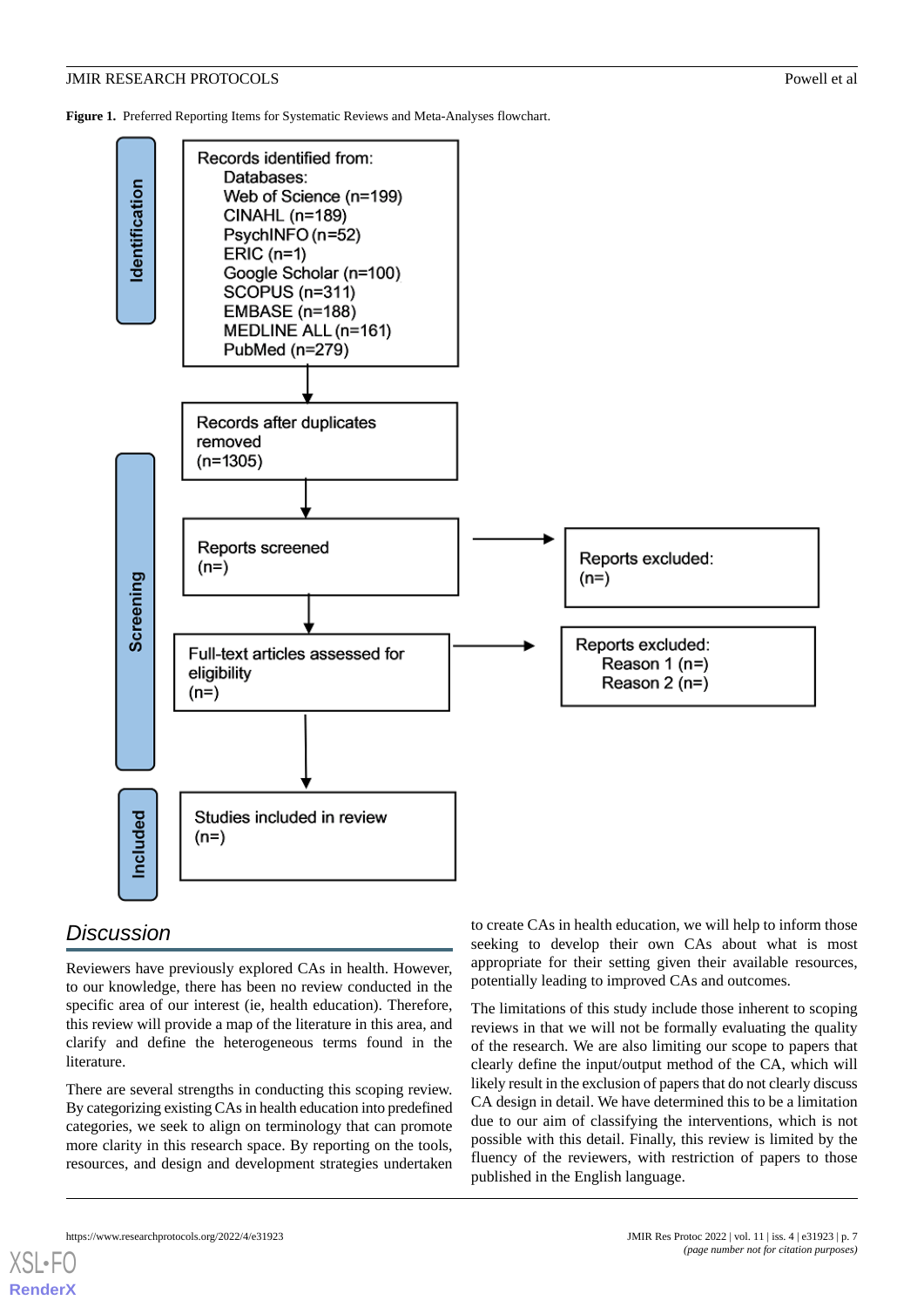**Figure 1.** Preferred Reporting Items for Systematic Reviews and Meta-Analyses flowchart.

**Identification**

Records identified from:
- Databases:
  - Web of Science (n=199)
  - CINAHL (n=189)
  - PsychINFO (n=52)
  - ERIC (n=1)
  - Google Scholar (n=100)
  - SCOPUS (n=311)
  - EMBASE (n=188)
  - MEDLINE ALL (n=161)
  - PubMed (n=279)

Records after duplicates removed (n=1305)

**Screening**

Reports screened (n=) → Reports excluded: (n=)

Full-text articles assessed for eligibility (n=) → Reports excluded: Reason 1 (n=), Reason 2 (n=)

**Included**

Studies included in review (n=)

## Discussion

Reviewers have previously explored CAs in health. However, to our knowledge, there has been no review conducted in the specific area of our interest (ie, health education). Therefore, this review will provide a map of the literature in this area, and clarify and define the heterogeneous terms found in the literature.

There are several strengths in conducting this scoping review. By categorizing existing CAs in health education into predefined categories, we seek to align on terminology that can promote more clarity in this research space. By reporting on the tools, resources, and design and development strategies undertaken to create CAs in health education, we will help to inform those seeking to develop their own CAs about what is most appropriate for their setting given their available resources, potentially leading to improved CAs and outcomes.

The limitations of this study include those inherent to scoping reviews in that we will not be formally evaluating the quality of the research. We are also limiting our scope to papers that clearly define the input/output method of the CA, which will likely result in the exclusion of papers that do not clearly discuss CA design in detail. We have determined this to be a limitation due to our aim of classifying the interventions, which is not possible with this detail. Finally, this review is limited by the fluency of the reviewers, with restriction of papers to those published in the English language.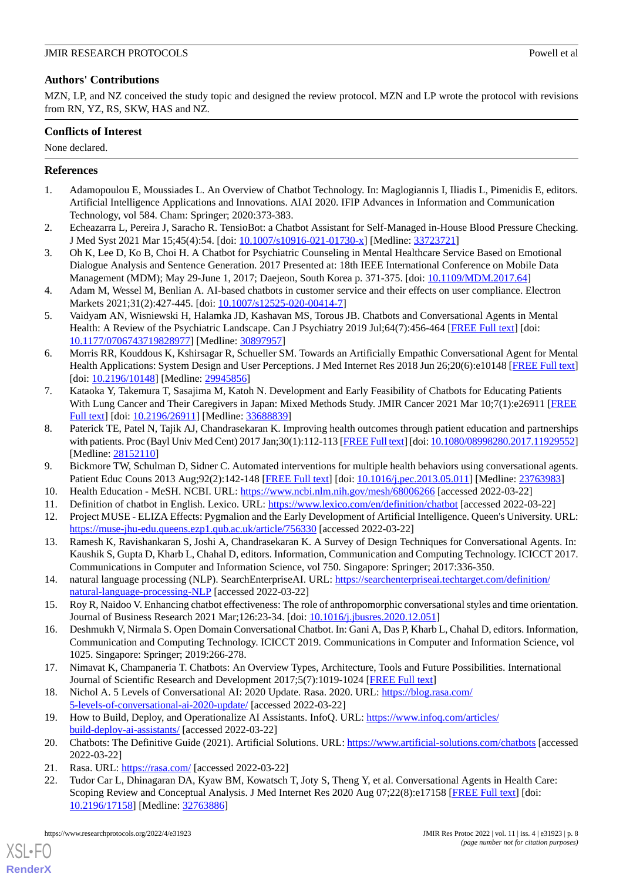## Authors' Contributions

MZN, LP, and NZ conceived the study topic and designed the review protocol. MZN and LP wrote the protocol with revisions from RN, YZ, RS, SKW, HAS and NZ.

## Conflicts of Interest

None declared.

## References

1. Adamopoulou E, Moussiades L. An Overview of Chatbot Technology. In: Maglogiannis I, Iliadis L, Pimenidis E, editors. Artificial Intelligence Applications and Innovations. AIAI 2020. IFIP Advances in Information and Communication Technology, vol 584. Cham: Springer; 2020:373-383.
2. Echeazarra L, Pereira J, Saracho R. TensioBot: a Chatbot Assistant for Self-Managed in-House Blood Pressure Checking. J Med Syst 2021 Mar 15;45(4):54. [doi: 10.1007/s10916-021-01730-x] [Medline: 33723721]
3. Oh K, Lee D, Ko B, Choi H. A Chatbot for Psychiatric Counseling in Mental Healthcare Service Based on Emotional Dialogue Analysis and Sentence Generation. 2017 Presented at: 18th IEEE International Conference on Mobile Data Management (MDM); May 29-June 1, 2017; Daejeon, South Korea p. 371-375. [doi: 10.1109/MDM.2017.64]
4. Adam M, Wessel M, Benlian A. AI-based chatbots in customer service and their effects on user compliance. Electron Markets 2021;31(2):427-445. [doi: 10.1007/s12525-020-00414-7]
5. Vaidyam AN, Wisniewski H, Halamka JD, Kashavan MS, Torous JB. Chatbots and Conversational Agents in Mental Health: A Review of the Psychiatric Landscape. Can J Psychiatry 2019 Jul;64(7):456-464 [FREE Full text] [doi: 10.1177/0706743719828977] [Medline: 30897957]
6. Morris RR, Kouddous K, Kshirsagar R, Schueller SM. Towards an Artificially Empathic Conversational Agent for Mental Health Applications: System Design and User Perceptions. J Med Internet Res 2018 Jun 26;20(6):e10148 [FREE Full text] [doi: 10.2196/10148] [Medline: 29945856]
7. Kataoka Y, Takemura T, Sasajima M, Katoh N. Development and Early Feasibility of Chatbots for Educating Patients With Lung Cancer and Their Caregivers in Japan: Mixed Methods Study. JMIR Cancer 2021 Mar 10;7(1):e26911 [FREE Full text] [doi: 10.2196/26911] [Medline: 33688839]
8. Paterick TE, Patel N, Tajik AJ, Chandrasekaran K. Improving health outcomes through patient education and partnerships with patients. Proc (Bayl Univ Med Cent) 2017 Jan;30(1):112-113 [FREE Full text] [doi: 10.1080/08998280.2017.11929552] [Medline: 28152110]
9. Bickmore TW, Schulman D, Sidner C. Automated interventions for multiple health behaviors using conversational agents. Patient Educ Couns 2013 Aug;92(2):142-148 [FREE Full text] [doi: 10.1016/j.pec.2013.05.011] [Medline: 23763983]
10. Health Education - MeSH. NCBI. URL: https://www.ncbi.nlm.nih.gov/mesh/68006266 [accessed 2022-03-22]
11. Definition of chatbot in English. Lexico. URL: https://www.lexico.com/en/definition/chatbot [accessed 2022-03-22]
12. Project MUSE - ELIZA Effects: Pygmalion and the Early Development of Artificial Intelligence. Queen's University. URL: https://muse-jhu-edu.queens.ezp1.qub.ac.uk/article/756330 [accessed 2022-03-22]
13. Ramesh K, Ravishankaran S, Joshi A, Chandrasekaran K. A Survey of Design Techniques for Conversational Agents. In: Kaushik S, Gupta D, Kharb L, Chahal D, editors. Information, Communication and Computing Technology. ICICCT 2017. Communications in Computer and Information Science, vol 750. Singapore: Springer; 2017:336-350.
14. natural language processing (NLP). SearchEnterpriseAI. URL: https://searchenterpriseai.techtarget.com/definition/natural-language-processing-NLP [accessed 2022-03-22]
15. Roy R, Naidoo V. Enhancing chatbot effectiveness: The role of anthropomorphic conversational styles and time orientation. Journal of Business Research 2021 Mar;126:23-34. [doi: 10.1016/j.jbusres.2020.12.051]
16. Deshmukh V, Nirmala S. Open Domain Conversational Chatbot. In: Gani A, Das P, Kharb L, Chahal D, editors. Information, Communication and Computing Technology. ICICCT 2019. Communications in Computer and Information Science, vol 1025. Singapore: Springer; 2019:266-278.
17. Nimavat K, Champaneria T. Chatbots: An Overview Types, Architecture, Tools and Future Possibilities. International Journal of Scientific Research and Development 2017;5(7):1019-1024 [FREE Full text]
18. Nichol A. 5 Levels of Conversational AI: 2020 Update. Rasa. 2020. URL: https://blog.rasa.com/5-levels-of-conversational-ai-2020-update/ [accessed 2022-03-22]
19. How to Build, Deploy, and Operationalize AI Assistants. InfoQ. URL: https://www.infoq.com/articles/build-deploy-ai-assistants/ [accessed 2022-03-22]
20. Chatbots: The Definitive Guide (2021). Artificial Solutions. URL: https://www.artificial-solutions.com/chatbots [accessed 2022-03-22]
21. Rasa. URL: https://rasa.com/ [accessed 2022-03-22]
22. Tudor Car L, Dhinagaran DA, Kyaw BM, Kowatsch T, Joty S, Theng Y, et al. Conversational Agents in Health Care: Scoping Review and Conceptual Analysis. J Med Internet Res 2020 Aug 07;22(8):e17158 [FREE Full text] [doi: 10.2196/17158] [Medline: 32763886]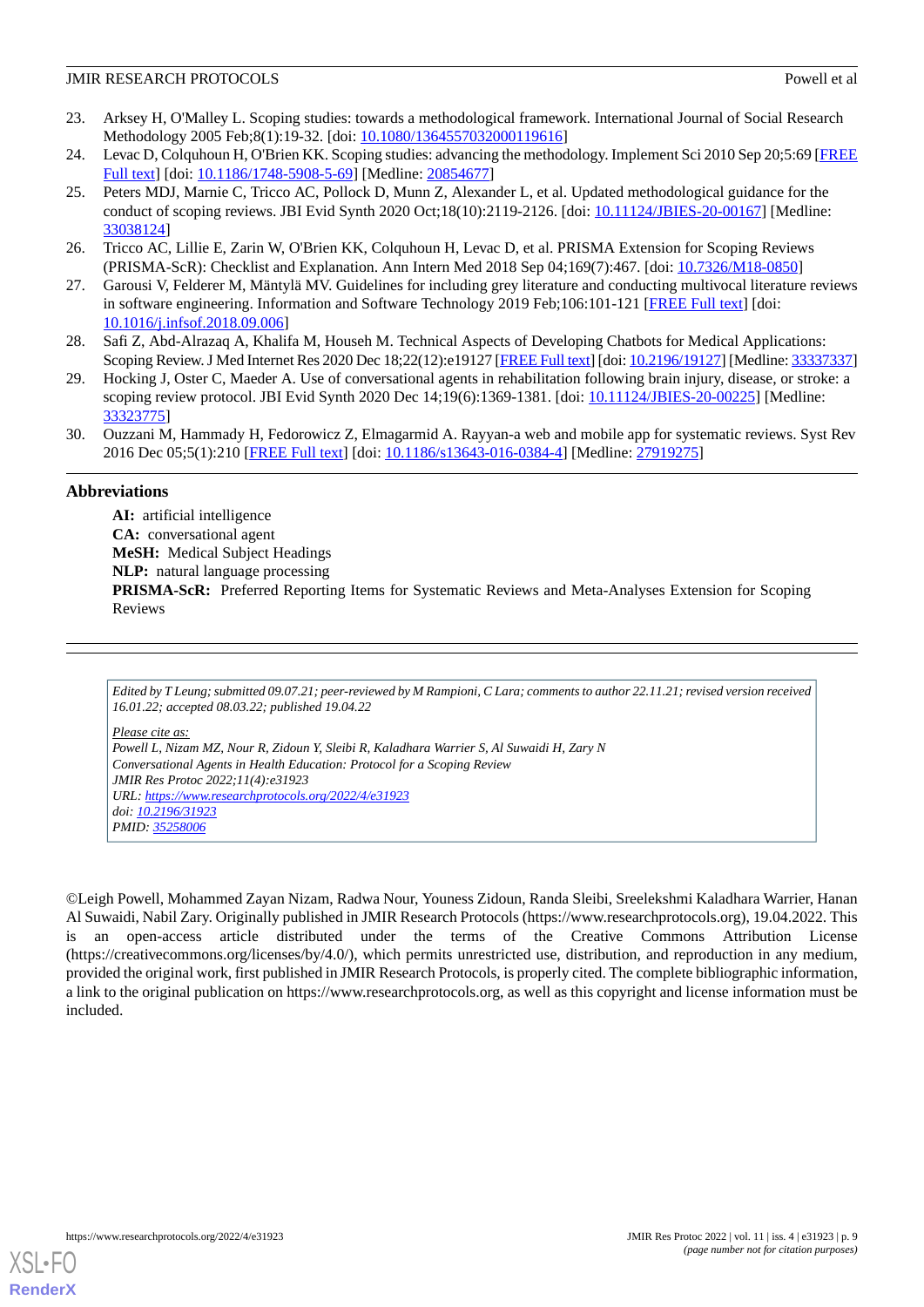23. Arksey H, O'Malley L. Scoping studies: towards a methodological framework. International Journal of Social Research Methodology 2005 Feb;8(1):19-32. [doi: 10.1080/1364557032000119616]
24. Levac D, Colquhoun H, O'Brien KK. Scoping studies: advancing the methodology. Implement Sci 2010 Sep 20;5:69 [FREE Full text] [doi: 10.1186/1748-5908-5-69] [Medline: 20854677]
25. Peters MDJ, Marnie C, Tricco AC, Pollock D, Munn Z, Alexander L, et al. Updated methodological guidance for the conduct of scoping reviews. JBI Evid Synth 2020 Oct;18(10):2119-2126. [doi: 10.11124/JBIES-20-00167] [Medline: 33038124]
26. Tricco AC, Lillie E, Zarin W, O'Brien KK, Colquhoun H, Levac D, et al. PRISMA Extension for Scoping Reviews (PRISMA-ScR): Checklist and Explanation. Ann Intern Med 2018 Sep 04;169(7):467. [doi: 10.7326/M18-0850]
27. Garousi V, Felderer M, Mäntylä MV. Guidelines for including grey literature and conducting multivocal literature reviews in software engineering. Information and Software Technology 2019 Feb;106:101-121 [FREE Full text] [doi: 10.1016/j.infsof.2018.09.006]
28. Safi Z, Abd-Alrazaq A, Khalifa M, Househ M. Technical Aspects of Developing Chatbots for Medical Applications: Scoping Review. J Med Internet Res 2020 Dec 18;22(12):e19127 [FREE Full text] [doi: 10.2196/19127] [Medline: 33337337]
29. Hocking J, Oster C, Maeder A. Use of conversational agents in rehabilitation following brain injury, disease, or stroke: a scoping review protocol. JBI Evid Synth 2020 Dec 14;19(6):1369-1381. [doi: 10.11124/JBIES-20-00225] [Medline: 33323775]
30. Ouzzani M, Hammady H, Fedorowicz Z, Elmagarmid A. Rayyan-a web and mobile app for systematic reviews. Syst Rev 2016 Dec 05;5(1):210 [FREE Full text] [doi: 10.1186/s13643-016-0384-4] [Medline: 27919275]

## Abbreviations

**AI:** artificial intelligence
**CA:** conversational agent
**MeSH:** Medical Subject Headings
**NLP:** natural language processing
**PRISMA-ScR:** Preferred Reporting Items for Systematic Reviews and Meta-Analyses Extension for Scoping Reviews

*Edited by T Leung; submitted 09.07.21; peer-reviewed by M Rampioni, C Lara; comments to author 22.11.21; revised version received 16.01.22; accepted 08.03.22; published 19.04.22*

*Please cite as:*
*Powell L, Nizam MZ, Nour R, Zidoun Y, Sleibi R, Kaladhara Warrier S, Al Suwaidi H, Zary N*
*Conversational Agents in Health Education: Protocol for a Scoping Review*
*JMIR Res Protoc 2022;11(4):e31923*
*URL: https://www.researchprotocols.org/2022/4/e31923*
*doi: 10.2196/31923*
*PMID: 35258006*

©Leigh Powell, Mohammed Zayan Nizam, Radwa Nour, Youness Zidoun, Randa Sleibi, Sreelekshmi Kaladhara Warrier, Hanan Al Suwaidi, Nabil Zary. Originally published in JMIR Research Protocols (https://www.researchprotocols.org), 19.04.2022. This is an open-access article distributed under the terms of the Creative Commons Attribution License (https://creativecommons.org/licenses/by/4.0/), which permits unrestricted use, distribution, and reproduction in any medium, provided the original work, first published in JMIR Research Protocols, is properly cited. The complete bibliographic information, a link to the original publication on https://www.researchprotocols.org, as well as this copyright and license information must be included.